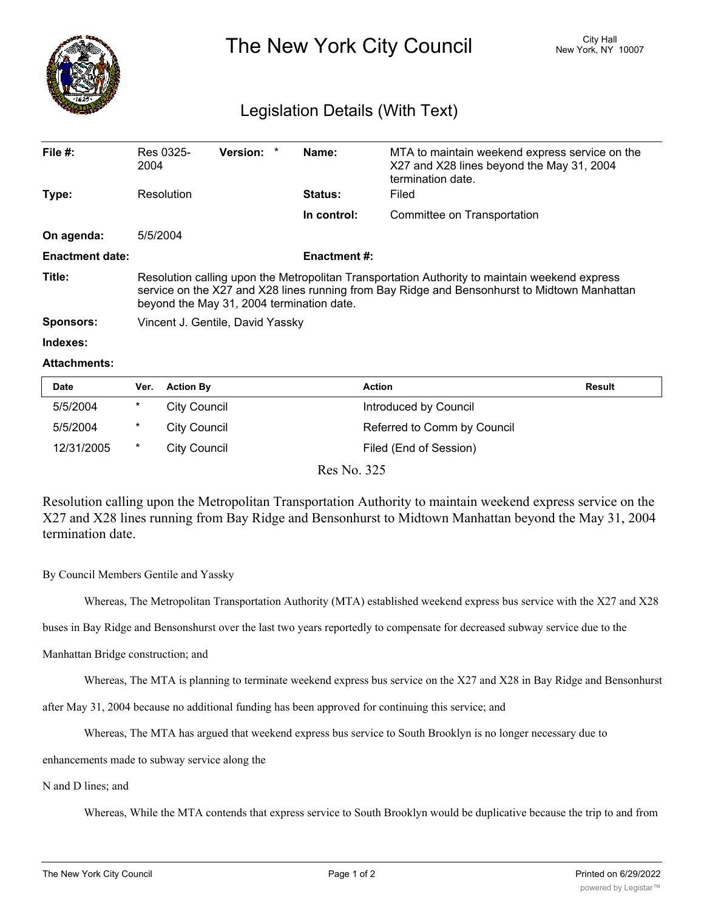# The New York City Council

City Hall
New York, NY 10007

## Legislation Details (With Text)

| | | | |
|---|---|---|---|
| **File #:** | Res 0325-2004 **Version:** * | **Name:** | MTA to maintain weekend express service on the X27 and X28 lines beyond the May 31, 2004 termination date. |
| **Type:** | Resolution | **Status:** | Filed |
| | | **In control:** | Committee on Transportation |
| **On agenda:** | 5/5/2004 | | |
| **Enactment date:** | | **Enactment #:** | |

**Title:** Resolution calling upon the Metropolitan Transportation Authority to maintain weekend express service on the X27 and X28 lines running from Bay Ridge and Bensonhurst to Midtown Manhattan beyond the May 31, 2004 termination date.

**Sponsors:** Vincent J. Gentile, David Yassky

**Indexes:**

**Attachments:**

| Date | Ver. | Action By | Action | Result |
|---|---|---|---|---|
| 5/5/2004 | * | City Council | Introduced by Council | |
| 5/5/2004 | * | City Council | Referred to Comm by Council | |
| 12/31/2005 | * | City Council | Filed (End of Session) | |

Res No. 325

Resolution calling upon the Metropolitan Transportation Authority to maintain weekend express service on the X27 and X28 lines running from Bay Ridge and Bensonhurst to Midtown Manhattan beyond the May 31, 2004 termination date.

By Council Members Gentile and Yassky

Whereas, The Metropolitan Transportation Authority (MTA) established weekend express bus service with the X27 and X28 buses in Bay Ridge and Bensonshurst over the last two years reportedly to compensate for decreased subway service due to the Manhattan Bridge construction; and

Whereas, The MTA is planning to terminate weekend express bus service on the X27 and X28 in Bay Ridge and Bensonhurst after May 31, 2004 because no additional funding has been approved for continuing this service; and

Whereas, The MTA has argued that weekend express bus service to South Brooklyn is no longer necessary due to enhancements made to subway service along the N and D lines; and

Whereas, While the MTA contends that express service to South Brooklyn would be duplicative because the trip to and from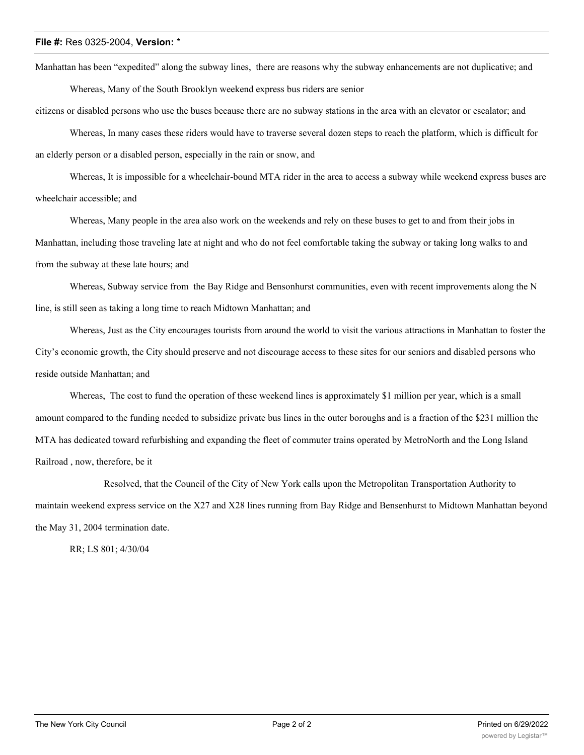Manhattan has been "expedited" along the subway lines, there are reasons why the subway enhancements are not duplicative; and

Whereas, Many of the South Brooklyn weekend express bus riders are senior citizens or disabled persons who use the buses because there are no subway stations in the area with an elevator or escalator; and

Whereas, In many cases these riders would have to traverse several dozen steps to reach the platform, which is difficult for an elderly person or a disabled person, especially in the rain or snow, and

Whereas, It is impossible for a wheelchair-bound MTA rider in the area to access a subway while weekend express buses are wheelchair accessible; and

Whereas, Many people in the area also work on the weekends and rely on these buses to get to and from their jobs in Manhattan, including those traveling late at night and who do not feel comfortable taking the subway or taking long walks to and from the subway at these late hours; and

Whereas, Subway service from the Bay Ridge and Bensonhurst communities, even with recent improvements along the N line, is still seen as taking a long time to reach Midtown Manhattan; and

Whereas, Just as the City encourages tourists from around the world to visit the various attractions in Manhattan to foster the City's economic growth, the City should preserve and not discourage access to these sites for our seniors and disabled persons who reside outside Manhattan; and

Whereas, The cost to fund the operation of these weekend lines is approximately $1 million per year, which is a small amount compared to the funding needed to subsidize private bus lines in the outer boroughs and is a fraction of the $231 million the MTA has dedicated toward refurbishing and expanding the fleet of commuter trains operated by MetroNorth and the Long Island Railroad , now, therefore, be it

Resolved, that the Council of the City of New York calls upon the Metropolitan Transportation Authority to maintain weekend express service on the X27 and X28 lines running from Bay Ridge and Bensenhurst to Midtown Manhattan beyond the May 31, 2004 termination date.

RR; LS 801; 4/30/04